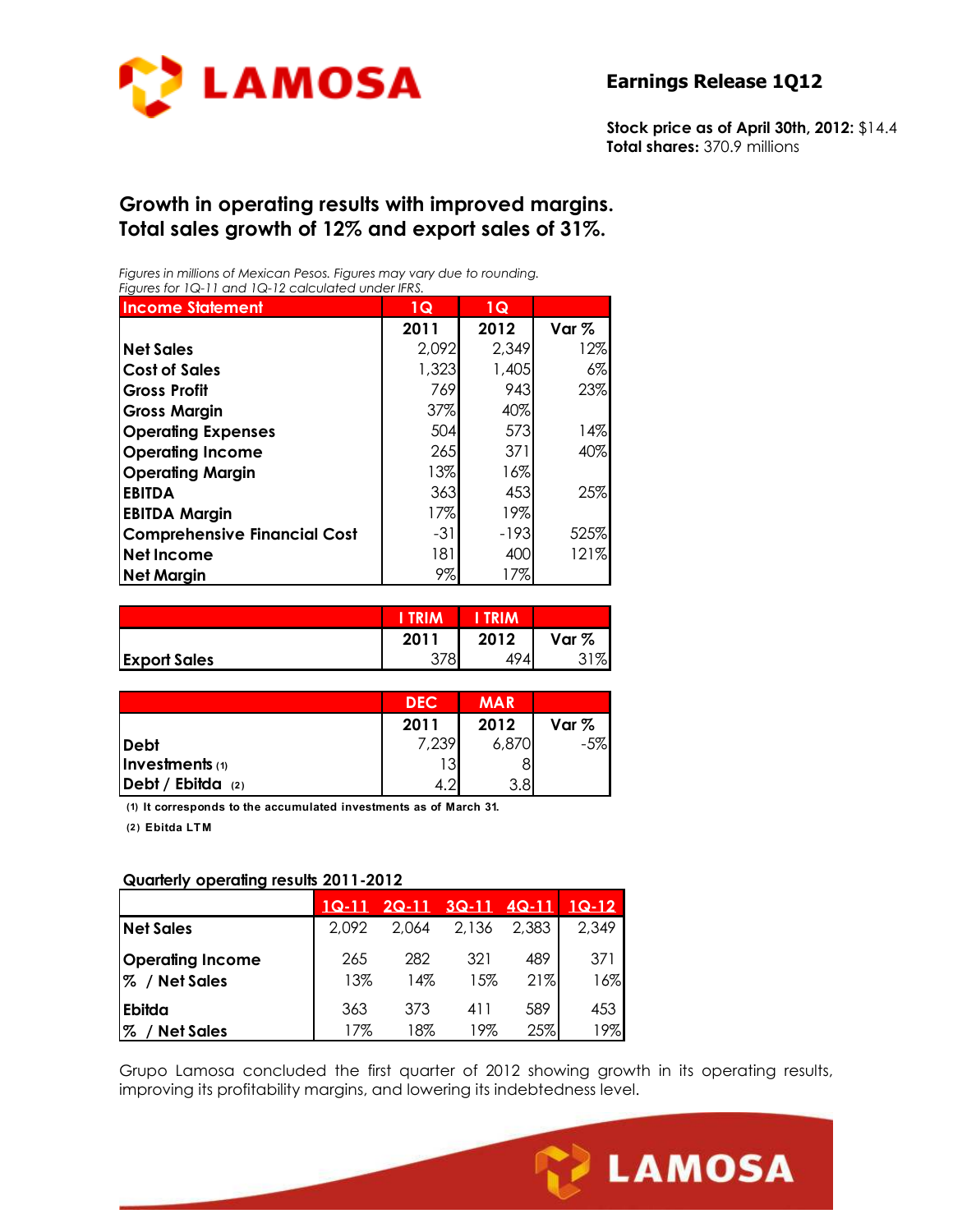# LAMOSA

## Earnings Release 1Q12

**Stock price as of April 30th, 2012:** $14.4
**Total shares:** 370.9 millions

## Growth in operating results with improved margins. Total sales growth of 12% and export sales of 31%.

*Figures in millions of Mexican Pesos. Figures may vary due to rounding.*
*Figures for 1Q-11 and 1Q-12 calculated under IFRS.*

| Income Statement | 1Q 2011 | 1Q 2012 | Var % |
|---|---|---|---|
| Net Sales | 2,092 | 2,349 | 12% |
| Cost of Sales | 1,323 | 1,405 | 6% |
| Gross Profit | 769 | 943 | 23% |
| Gross Margin | 37% | 40% | |
| Operating Expenses | 504 | 573 | 14% |
| Operating Income | 265 | 371 | 40% |
| Operating Margin | 13% | 16% | |
| EBITDA | 363 | 453 | 25% |
| EBITDA Margin | 17% | 19% | |
| Comprehensive Financial Cost | -31 | -193 | 525% |
| Net Income | 181 | 400 | 121% |
| Net Margin | 9% | 17% | |

| | I TRIM 2011 | I TRIM 2012 | Var % |
|---|---|---|---|
| Export Sales | 378 | 494 | 31% |

| | DEC 2011 | MAR 2012 | Var % |
|---|---|---|---|
| Debt | 7,239 | 6,870 | -5% |
| Investments (1) | 13 | 8 | |
| Debt / Ebitda (2) | 4.2 | 3.8 | |

(1) It corresponds to the accumulated investments as of March 31.

(2) Ebitda LTM

**Quarterly operating results 2011-2012**

| | 1Q-11 | 2Q-11 | 3Q-11 | 4Q-11 | 1Q-12 |
|---|---|---|---|---|---|
| Net Sales | 2,092 | 2,064 | 2,136 | 2,383 | 2,349 |
| Operating Income | 265 | 282 | 321 | 489 | 371 |
| % / Net Sales | 13% | 14% | 15% | 21% | 16% |
| Ebitda | 363 | 373 | 411 | 589 | 453 |
| % / Net Sales | 17% | 18% | 19% | 25% | 19% |

Grupo Lamosa concluded the first quarter of 2012 showing growth in its operating results, improving its profitability margins, and lowering its indebtedness level.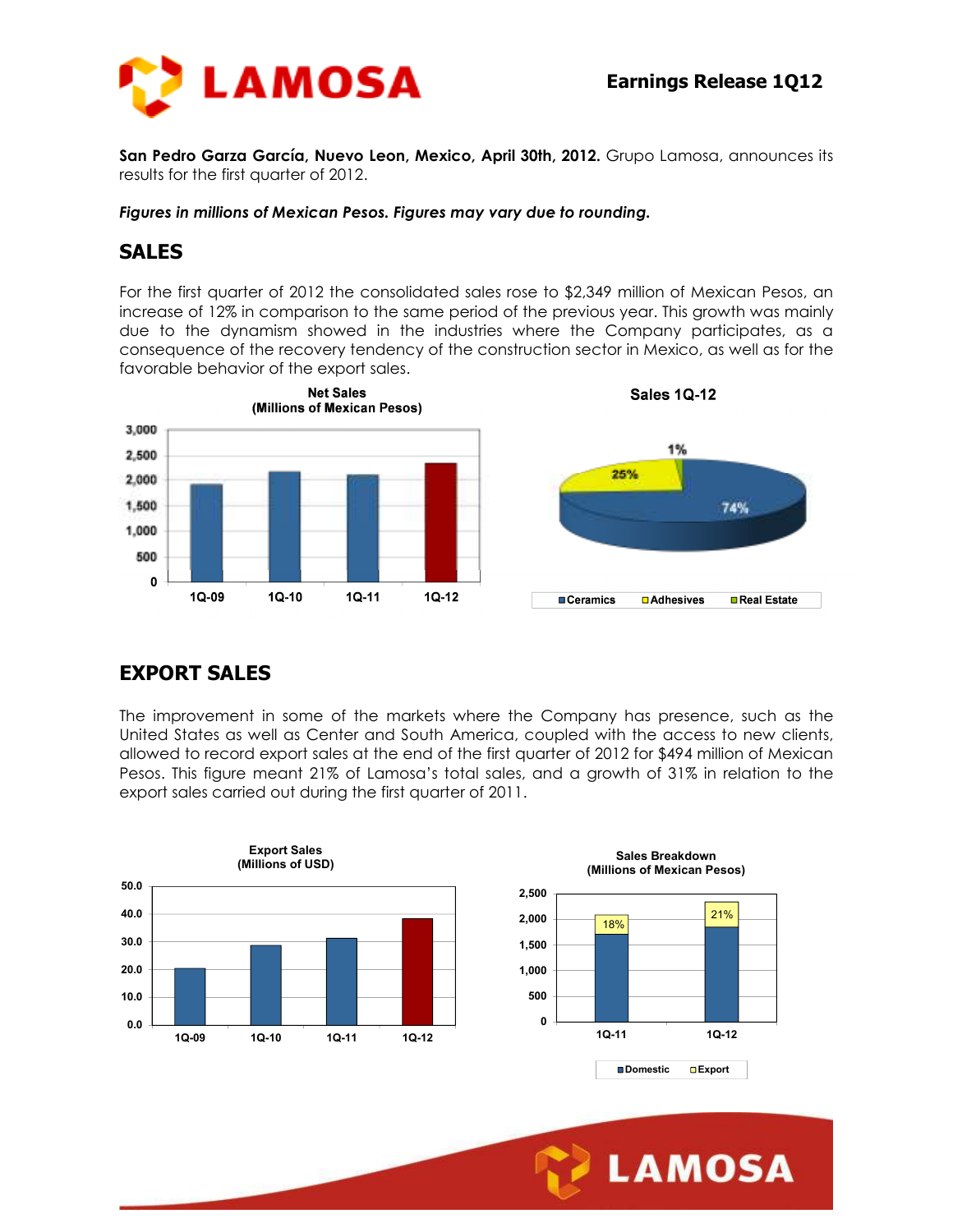**San Pedro Garza García, Nuevo Leon, Mexico, April 30th, 2012.** Grupo Lamosa, announces its results for the first quarter of 2012.

***Figures in millions of Mexican Pesos. Figures may vary due to rounding.***

## SALES

For the first quarter of 2012 the consolidated sales rose to $2,349 million of Mexican Pesos, an increase of 12% in comparison to the same period of the previous year. This growth was mainly due to the dynamism showed in the industries where the Company participates, as a consequence of the recovery tendency of the construction sector in Mexico, as well as for the favorable behavior of the export sales.

## EXPORT SALES

The improvement in some of the markets where the Company has presence, such as the United States as well as Center and South America, coupled with the access to new clients, allowed to record export sales at the end of the first quarter of 2012 for $494 million of Mexican Pesos. This figure meant 21% of Lamosa's total sales, and a growth of 31% in relation to the export sales carried out during the first quarter of 2011.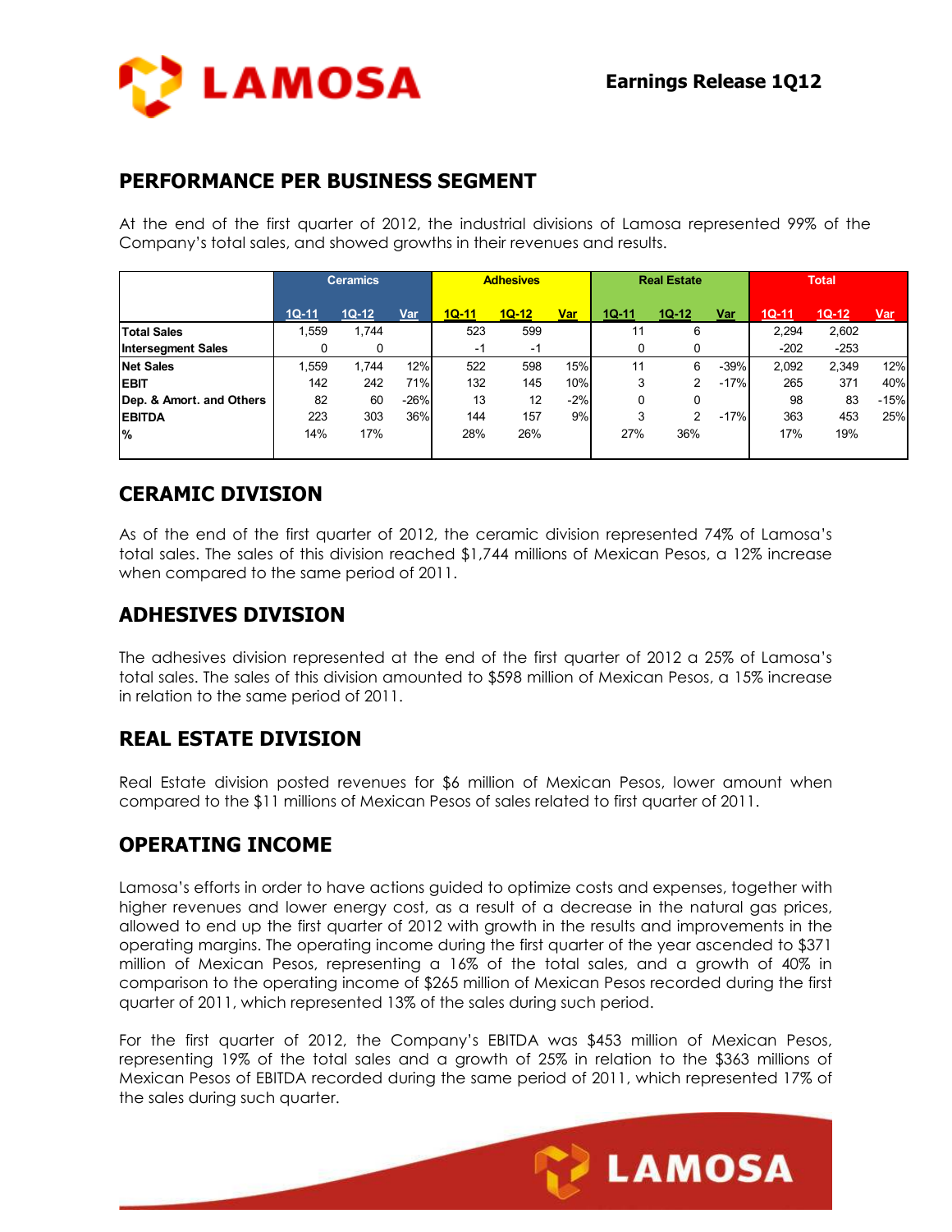## PERFORMANCE PER BUSINESS SEGMENT

At the end of the first quarter of 2012, the industrial divisions of Lamosa represented 99% of the Company's total sales, and showed growths in their revenues and results.

| | Ceramics | | | Adhesives | | | Real Estate | | | Total | | |
|---|---|---|---|---|---|---|---|---|---|---|---|---|
| | 1Q-11 | 1Q-12 | Var | 1Q-11 | 1Q-12 | Var | 1Q-11 | 1Q-12 | Var | 1Q-11 | 1Q-12 | Var |
| **Total Sales** | 1,559 | 1,744 | | 523 | 599 | | 11 | 6 | | 2,294 | 2,602 | |
| **Intersegment Sales** | 0 | 0 | | -1 | -1 | | 0 | 0 | | -202 | -253 | |
| **Net Sales** | 1,559 | 1,744 | 12% | 522 | 598 | 15% | 11 | 6 | -39% | 2,092 | 2,349 | 12% |
| **EBIT** | 142 | 242 | 71% | 132 | 145 | 10% | 3 | 2 | -17% | 265 | 371 | 40% |
| **Dep. & Amort. and Others** | 82 | 60 | -26% | 13 | 12 | -2% | 0 | 0 | | 98 | 83 | -15% |
| **EBITDA** | 223 | 303 | 36% | 144 | 157 | 9% | 3 | 2 | -17% | 363 | 453 | 25% |
| **%** | 14% | 17% | | 28% | 26% | | 27% | 36% | | 17% | 19% | |

## CERAMIC DIVISION

As of the end of the first quarter of 2012, the ceramic division represented 74% of Lamosa's total sales. The sales of this division reached $1,744 millions of Mexican Pesos, a 12% increase when compared to the same period of 2011.

## ADHESIVES DIVISION

The adhesives division represented at the end of the first quarter of 2012 a 25% of Lamosa's total sales. The sales of this division amounted to $598 million of Mexican Pesos, a 15% increase in relation to the same period of 2011.

## REAL ESTATE DIVISION

Real Estate division posted revenues for $6 million of Mexican Pesos, lower amount when compared to the $11 millions of Mexican Pesos of sales related to first quarter of 2011.

## OPERATING INCOME

Lamosa's efforts in order to have actions guided to optimize costs and expenses, together with higher revenues and lower energy cost, as a result of a decrease in the natural gas prices, allowed to end up the first quarter of 2012 with growth in the results and improvements in the operating margins. The operating income during the first quarter of the year ascended to $371 million of Mexican Pesos, representing a 16% of the total sales, and a growth of 40% in comparison to the operating income of $265 million of Mexican Pesos recorded during the first quarter of 2011, which represented 13% of the sales during such period.

For the first quarter of 2012, the Company's EBITDA was $453 million of Mexican Pesos, representing 19% of the total sales and a growth of 25% in relation to the $363 millions of Mexican Pesos of EBITDA recorded during the same period of 2011, which represented 17% of the sales during such quarter.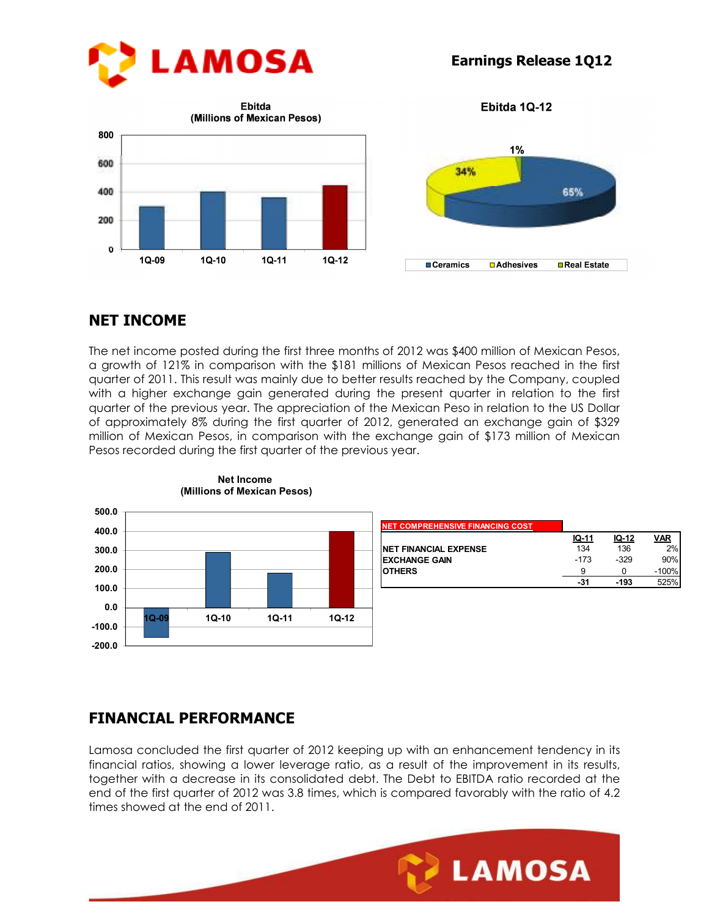## NET INCOME

The net income posted during the first three months of 2012 was $400 million of Mexican Pesos, a growth of 121% in comparison with the $181 millions of Mexican Pesos reached in the first quarter of 2011. This result was mainly due to better results reached by the Company, coupled with a higher exchange gain generated during the present quarter in relation to the first quarter of the previous year. The appreciation of the Mexican Peso in relation to the US Dollar of approximately 8% during the first quarter of 2012, generated an exchange gain of $329 million of Mexican Pesos, in comparison with the exchange gain of $173 million of Mexican Pesos recorded during the first quarter of the previous year.

| NET COMPREHENSIVE FINANCING COST | IQ-11 | IQ-12 | VAR |
|---|---|---|---|
| NET FINANCIAL EXPENSE | 134 | 136 | 2% |
| EXCHANGE GAIN | -173 | -329 | 90% |
| OTHERS | 9 | 0 | -100% |
| | -31 | -193 | 525% |

## FINANCIAL PERFORMANCE

Lamosa concluded the first quarter of 2012 keeping up with an enhancement tendency in its financial ratios, showing a lower leverage ratio, as a result of the improvement in its results, together with a decrease in its consolidated debt. The Debt to EBITDA ratio recorded at the end of the first quarter of 2012 was 3.8 times, which is compared favorably with the ratio of 4.2 times showed at the end of 2011.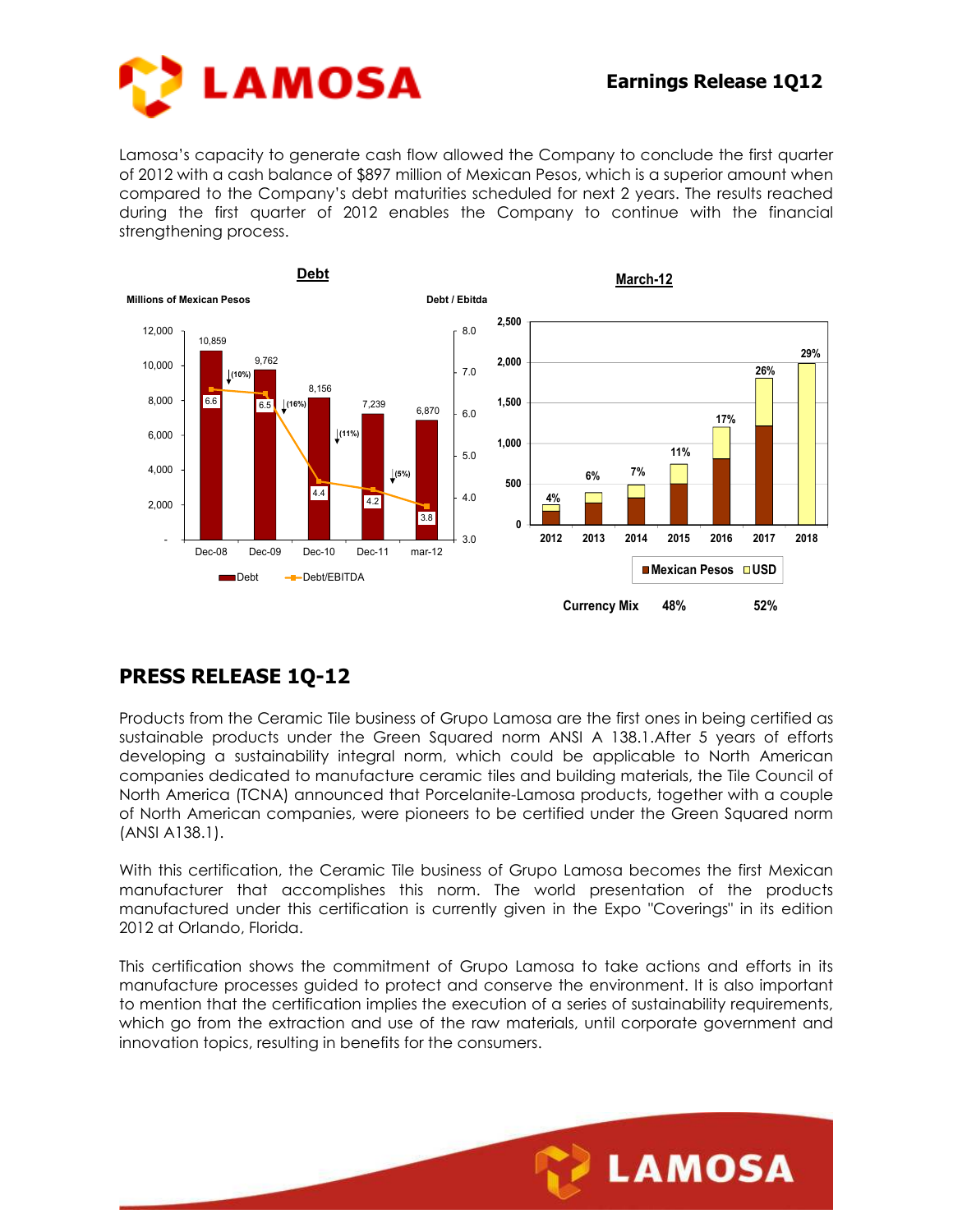Lamosa's capacity to generate cash flow allowed the Company to conclude the first quarter of 2012 with a cash balance of $897 million of Mexican Pesos, which is a superior amount when compared to the Company's debt maturities scheduled for next 2 years. The results reached during the first quarter of 2012 enables the Company to continue with the financial strengthening process.

**Debt**

Millions of Mexican Pesos — Debt / Ebitda

| | Dec-08 | Dec-09 | Dec-10 | Dec-11 | mar-12 |
|---|---|---|---|---|---|
| Debt | 10,859 | 9,762 | 8,156 | 7,239 | 6,870 |
| Debt/EBITDA | 6.6 | 6.5 | 4.4 | 4.2 | 3.8 |
| Change | | (10%) | (16%) | (11%) | (5%) |

**March-12**

| | 2012 | 2013 | 2014 | 2015 | 2016 | 2017 | 2018 |
|---|---|---|---|---|---|---|---|
| % | 4% | 6% | 7% | 11% | 17% | 26% | 29% |

Mexican Pesos / USD

Currency Mix: Mexican Pesos 48% — USD 52%

## PRESS RELEASE 1Q-12

Products from the Ceramic Tile business of Grupo Lamosa are the first ones in being certified as sustainable products under the Green Squared norm ANSI A 138.1.After 5 years of efforts developing a sustainability integral norm, which could be applicable to North American companies dedicated to manufacture ceramic tiles and building materials, the Tile Council of North America (TCNA) announced that Porcelanite-Lamosa products, together with a couple of North American companies, were pioneers to be certified under the Green Squared norm (ANSI A138.1).

With this certification, the Ceramic Tile business of Grupo Lamosa becomes the first Mexican manufacturer that accomplishes this norm. The world presentation of the products manufactured under this certification is currently given in the Expo "Coverings" in its edition 2012 at Orlando, Florida.

This certification shows the commitment of Grupo Lamosa to take actions and efforts in its manufacture processes guided to protect and conserve the environment. It is also important to mention that the certification implies the execution of a series of sustainability requirements, which go from the extraction and use of the raw materials, until corporate government and innovation topics, resulting in benefits for the consumers.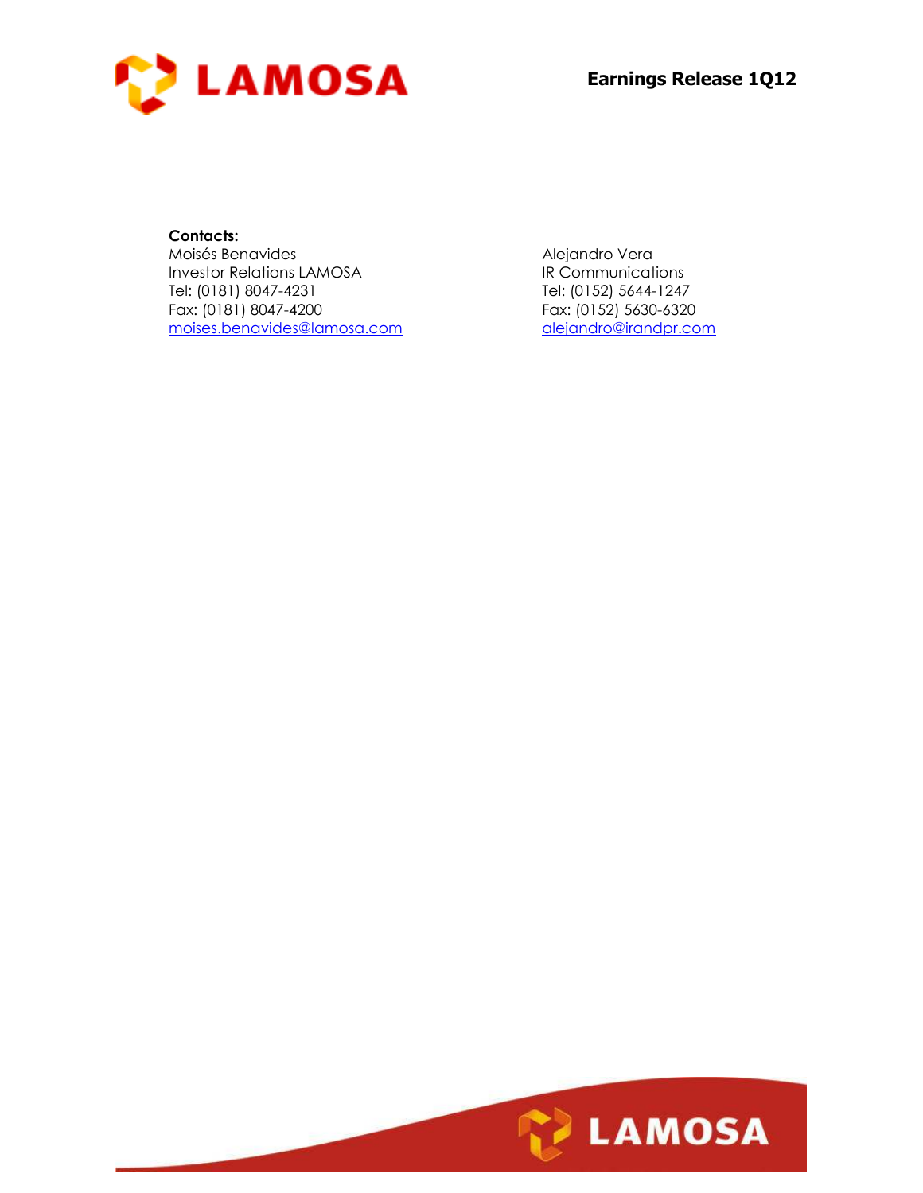**Contacts:**

Moisés Benavides
Investor Relations LAMOSA
Tel: (0181) 8047-4231
Fax: (0181) 8047-4200
moises.benavides@lamosa.com

Alejandro Vera
IR Communications
Tel: (0152) 5644-1247
Fax: (0152) 5630-6320
alejandro@irandpr.com